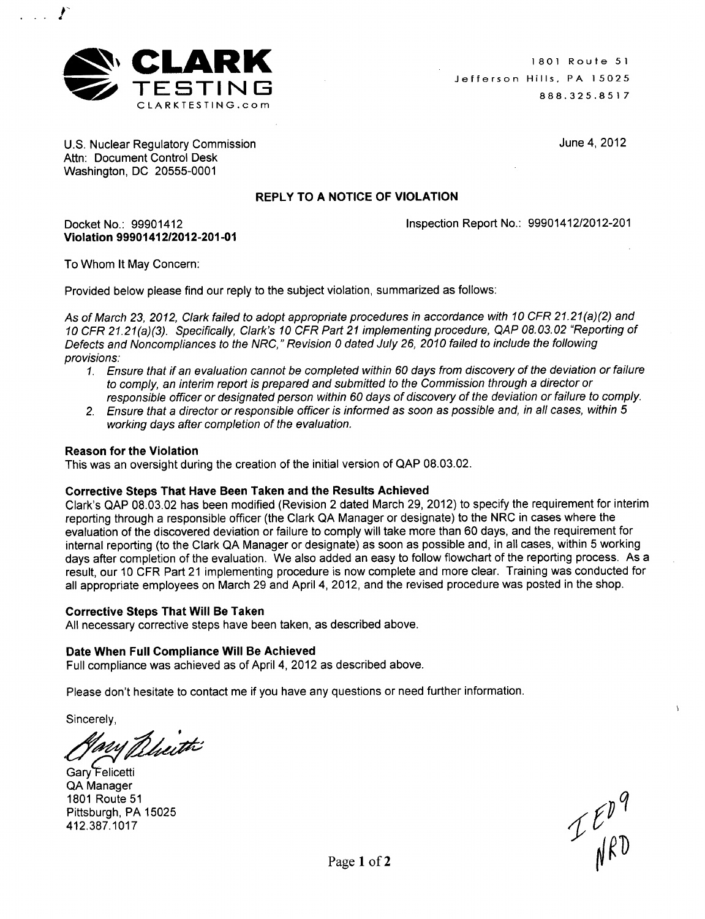**CLARK TESTING**
CLARKTESTING.com

1801 Route 51
Jefferson Hills, PA 15025
888.325.8517

U.S. Nuclear Regulatory Commission
Attn: Document Control Desk
Washington, DC 20555-0001

June 4, 2012

## REPLY TO A NOTICE OF VIOLATION

Docket No.: 99901412
**Violation 99901412/2012-201-01**

Inspection Report No.: 99901412/2012-201

To Whom It May Concern:

Provided below please find our reply to the subject violation, summarized as follows:

*As of March 23, 2012, Clark failed to adopt appropriate procedures in accordance with 10 CFR 21.21(a)(2) and 10 CFR 21.21(a)(3). Specifically, Clark's 10 CFR Part 21 implementing procedure, QAP 08.03.02 "Reporting of Defects and Noncompliances to the NRC," Revision 0 dated July 26, 2010 failed to include the following provisions:*

1. *Ensure that if an evaluation cannot be completed within 60 days from discovery of the deviation or failure to comply, an interim report is prepared and submitted to the Commission through a director or responsible officer or designated person within 60 days of discovery of the deviation or failure to comply.*
2. *Ensure that a director or responsible officer is informed as soon as possible and, in all cases, within 5 working days after completion of the evaluation.*

### Reason for the Violation

This was an oversight during the creation of the initial version of QAP 08.03.02.

### Corrective Steps That Have Been Taken and the Results Achieved

Clark's QAP 08.03.02 has been modified (Revision 2 dated March 29, 2012) to specify the requirement for interim reporting through a responsible officer (the Clark QA Manager or designate) to the NRC in cases where the evaluation of the discovered deviation or failure to comply will take more than 60 days, and the requirement for internal reporting (to the Clark QA Manager or designate) as soon as possible and, in all cases, within 5 working days after completion of the evaluation. We also added an easy to follow flowchart of the reporting process. As a result, our 10 CFR Part 21 implementing procedure is now complete and more clear. Training was conducted for all appropriate employees on March 29 and April 4, 2012, and the revised procedure was posted in the shop.

### Corrective Steps That Will Be Taken

All necessary corrective steps have been taken, as described above.

### Date When Full Compliance Will Be Achieved

Full compliance was achieved as of April 4, 2012 as described above.

Please don't hesitate to contact me if you have any questions or need further information.

Sincerely,

Gary Felicetti
QA Manager
1801 Route 51
Pittsburgh, PA 15025
412.387.1017

IE09
NRD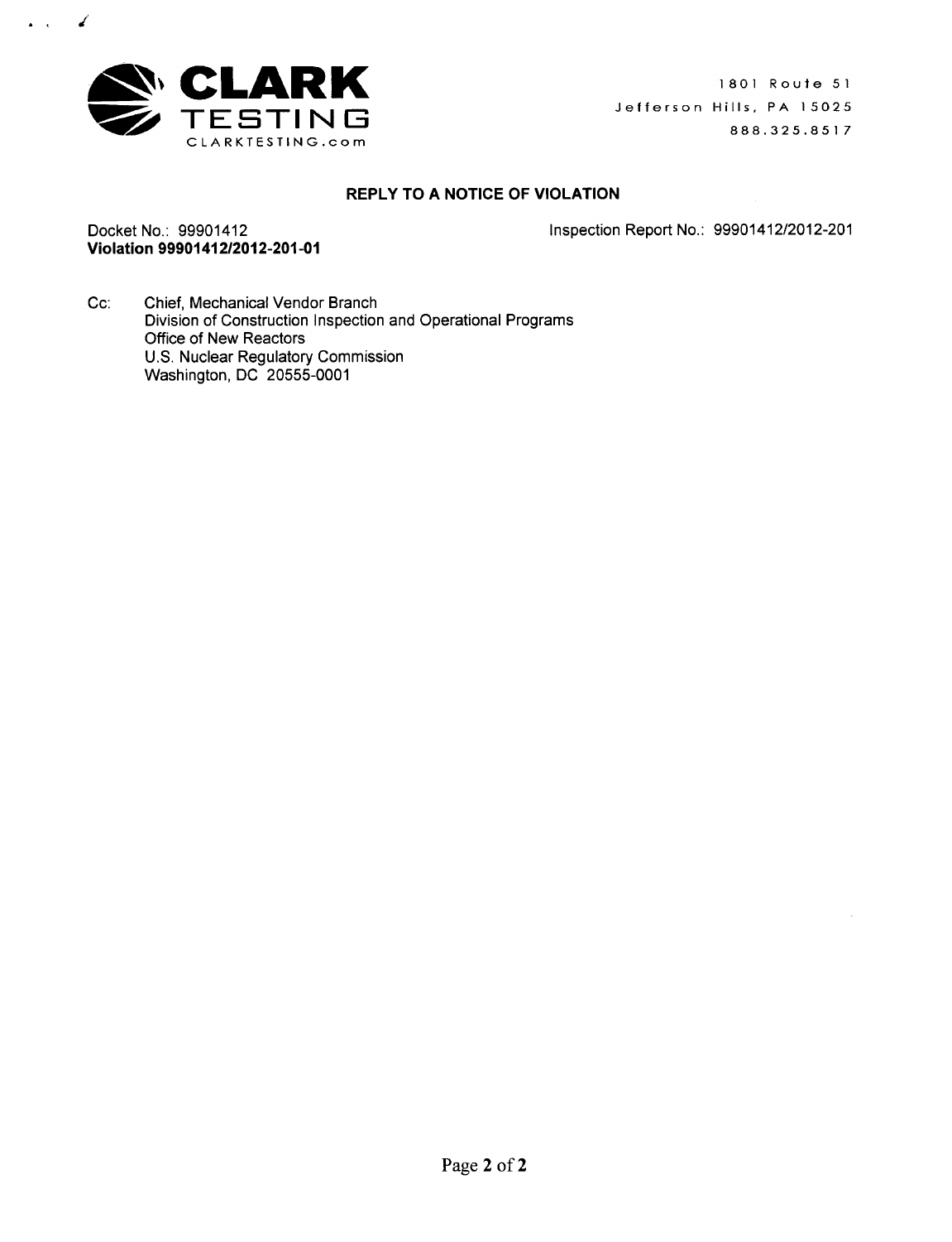**CLARK TESTING**
CLARKTESTING.com

1801 Route 51
Jefferson Hills, PA 15025
888.325.8517

**REPLY TO A NOTICE OF VIOLATION**

Docket No.: 99901412
**Violation 99901412/2012-201-01**

Inspection Report No.: 99901412/2012-201

Cc: Chief, Mechanical Vendor Branch
Division of Construction Inspection and Operational Programs
Office of New Reactors
U.S. Nuclear Regulatory Commission
Washington, DC 20555-0001